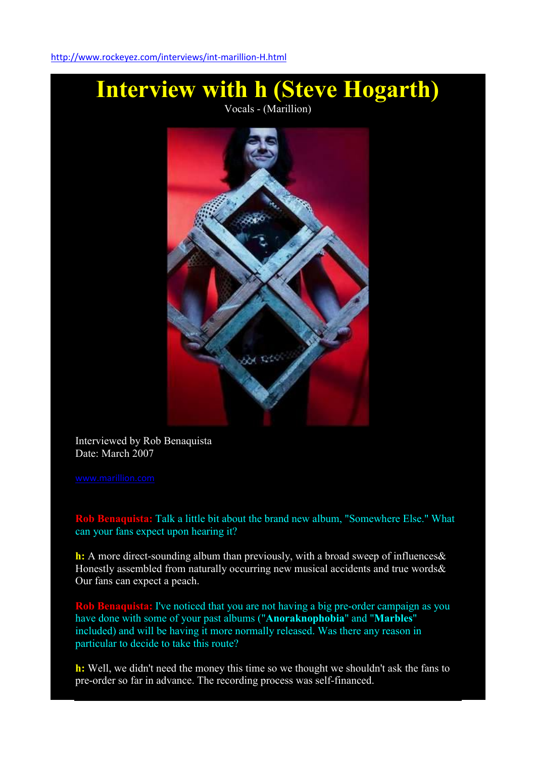http://www.rockeyez.com/interviews/int-marillion-H.html

# Interview with h (Steve Hogarth)

Vocals - (Marillion)

Interviewed by Rob Benaquista
Date: March 2007

www.marillion.com

**Rob Benaquista:** Talk a little bit about the brand new album, "Somewhere Else." What can your fans expect upon hearing it?

**h:** A more direct-sounding album than previously, with a broad sweep of influences& Honestly assembled from naturally occurring new musical accidents and true words& Our fans can expect a peach.

**Rob Benaquista:** I've noticed that you are not having a big pre-order campaign as you have done with some of your past albums ("**Anoraknophobia**" and "**Marbles**" included) and will be having it more normally released. Was there any reason in particular to decide to take this route?

**h:** Well, we didn't need the money this time so we thought we shouldn't ask the fans to pre-order so far in advance. The recording process was self-financed.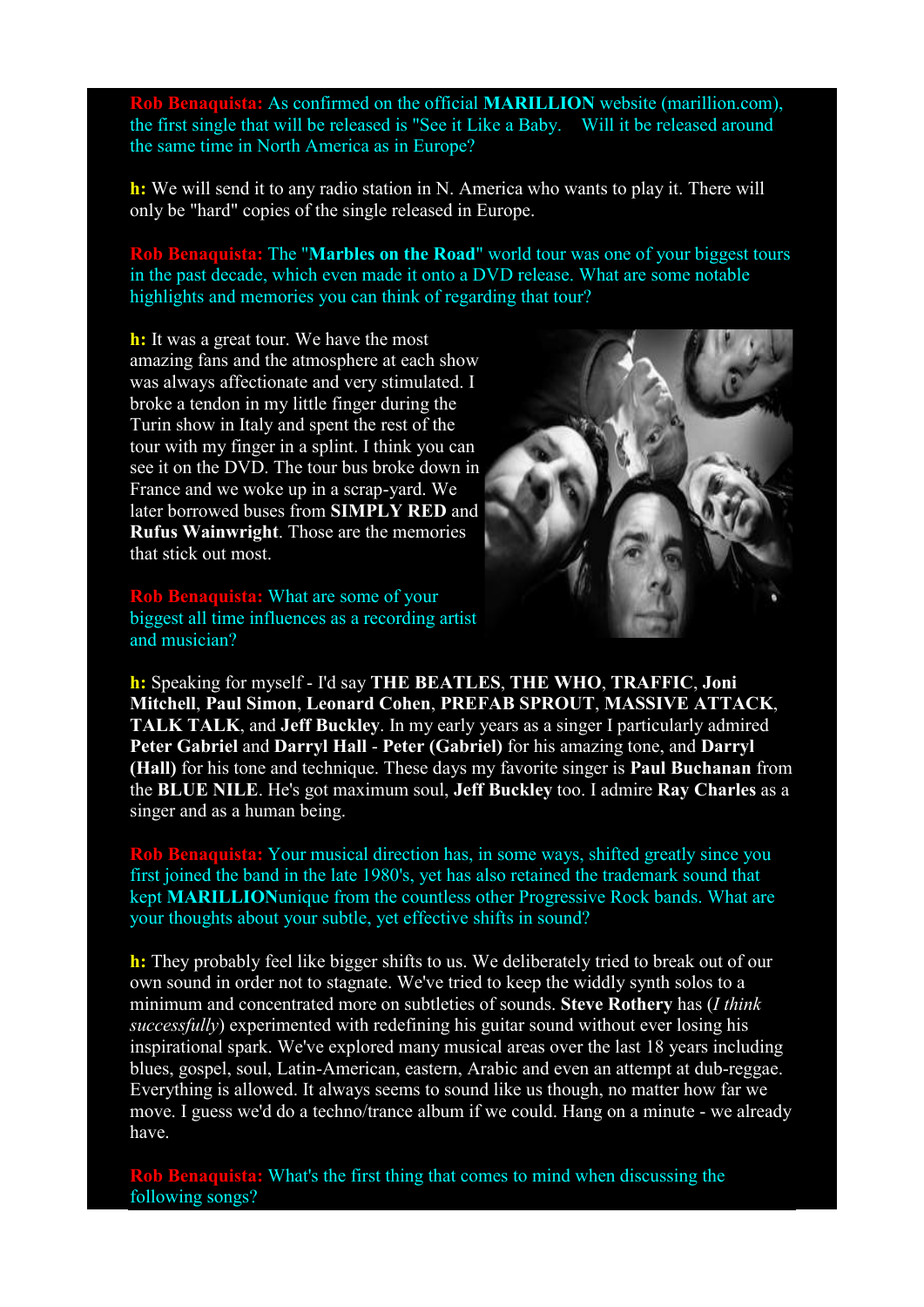**Rob Benaquista:** As confirmed on the official **MARILLION** website (marillion.com), the first single that will be released is "See it Like a Baby. Will it be released around the same time in North America as in Europe?

**h:** We will send it to any radio station in N. America who wants to play it. There will only be "hard" copies of the single released in Europe.

**Rob Benaquista:** The "**Marbles on the Road**" world tour was one of your biggest tours in the past decade, which even made it onto a DVD release. What are some notable highlights and memories you can think of regarding that tour?

**h:** It was a great tour. We have the most amazing fans and the atmosphere at each show was always affectionate and very stimulated. I broke a tendon in my little finger during the Turin show in Italy and spent the rest of the tour with my finger in a splint. I think you can see it on the DVD. The tour bus broke down in France and we woke up in a scrap-yard. We later borrowed buses from **SIMPLY RED** and **Rufus Wainwright**. Those are the memories that stick out most.

**Rob Benaquista:** What are some of your biggest all time influences as a recording artist and musician?

**h:** Speaking for myself - I'd say **THE BEATLES**, **THE WHO**, **TRAFFIC**, **Joni Mitchell**, **Paul Simon**, **Leonard Cohen**, **PREFAB SPROUT**, **MASSIVE ATTACK**, **TALK TALK**, and **Jeff Buckley**. In my early years as a singer I particularly admired **Peter Gabriel** and **Darryl Hall** - **Peter (Gabriel)** for his amazing tone, and **Darryl (Hall)** for his tone and technique. These days my favorite singer is **Paul Buchanan** from the **BLUE NILE**. He's got maximum soul, **Jeff Buckley** too. I admire **Ray Charles** as a singer and as a human being.

**Rob Benaquista:** Your musical direction has, in some ways, shifted greatly since you first joined the band in the late 1980's, yet has also retained the trademark sound that kept **MARILLION**unique from the countless other Progressive Rock bands. What are your thoughts about your subtle, yet effective shifts in sound?

**h:** They probably feel like bigger shifts to us. We deliberately tried to break out of our own sound in order not to stagnate. We've tried to keep the widdly synth solos to a minimum and concentrated more on subtleties of sounds. **Steve Rothery** has (*I think successfully*) experimented with redefining his guitar sound without ever losing his inspirational spark. We've explored many musical areas over the last 18 years including blues, gospel, soul, Latin-American, eastern, Arabic and even an attempt at dub-reggae. Everything is allowed. It always seems to sound like us though, no matter how far we move. I guess we'd do a techno/trance album if we could. Hang on a minute - we already have.

**Rob Benaquista:** What's the first thing that comes to mind when discussing the following songs?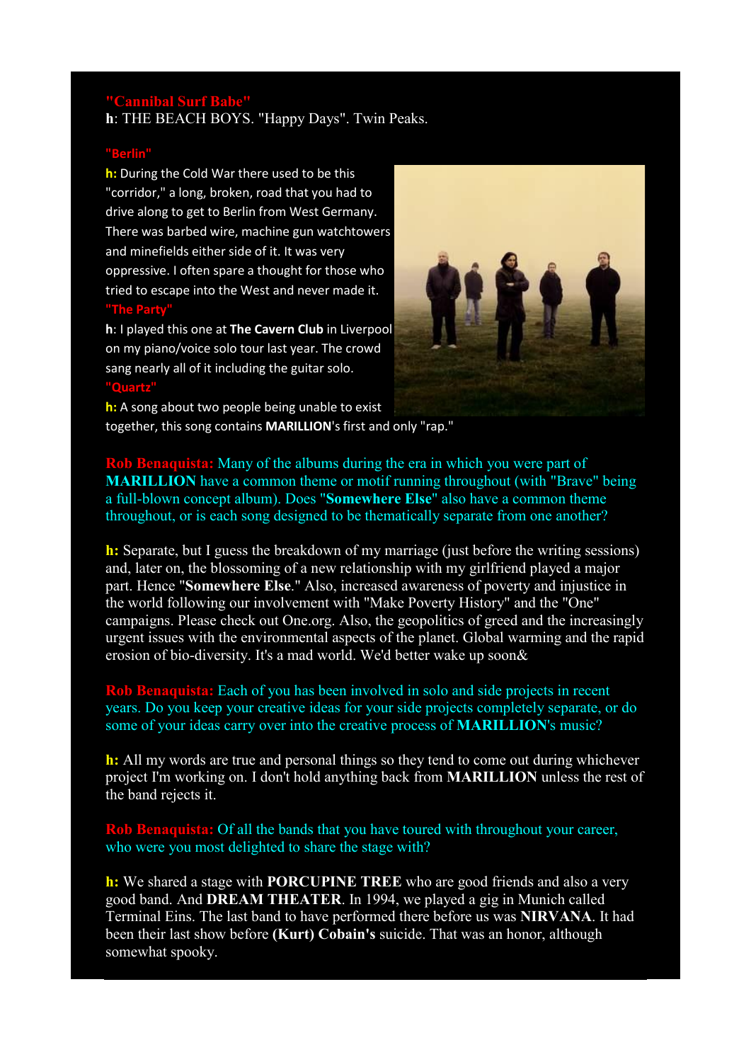**"Cannibal Surf Babe"**
**h**: THE BEACH BOYS. "Happy Days". Twin Peaks.

**"Berlin"**
**h:** During the Cold War there used to be this "corridor," a long, broken, road that you had to drive along to get to Berlin from West Germany. There was barbed wire, machine gun watchtowers and minefields either side of it. It was very oppressive. I often spare a thought for those who tried to escape into the West and never made it.

**"The Party"**
**h**: I played this one at **The Cavern Club** in Liverpool on my piano/voice solo tour last year. The crowd sang nearly all of it including the guitar solo.

**"Quartz"**
**h:** A song about two people being unable to exist together, this song contains **MARILLION**'s first and only "rap."

**Rob Benaquista:** Many of the albums during the era in which you were part of **MARILLION** have a common theme or motif running throughout (with "Brave" being a full-blown concept album). Does "**Somewhere Else**" also have a common theme throughout, or is each song designed to be thematically separate from one another?

**h:** Separate, but I guess the breakdown of my marriage (just before the writing sessions) and, later on, the blossoming of a new relationship with my girlfriend played a major part. Hence "**Somewhere Else**." Also, increased awareness of poverty and injustice in the world following our involvement with "Make Poverty History" and the "One" campaigns. Please check out One.org. Also, the geopolitics of greed and the increasingly urgent issues with the environmental aspects of the planet. Global warming and the rapid erosion of bio-diversity. It's a mad world. We'd better wake up soon&

**Rob Benaquista:** Each of you has been involved in solo and side projects in recent years. Do you keep your creative ideas for your side projects completely separate, or do some of your ideas carry over into the creative process of **MARILLION**'s music?

**h:** All my words are true and personal things so they tend to come out during whichever project I'm working on. I don't hold anything back from **MARILLION** unless the rest of the band rejects it.

**Rob Benaquista:** Of all the bands that you have toured with throughout your career, who were you most delighted to share the stage with?

**h:** We shared a stage with **PORCUPINE TREE** who are good friends and also a very good band. And **DREAM THEATER**. In 1994, we played a gig in Munich called Terminal Eins. The last band to have performed there before us was **NIRVANA**. It had been their last show before **(Kurt) Cobain's** suicide. That was an honor, although somewhat spooky.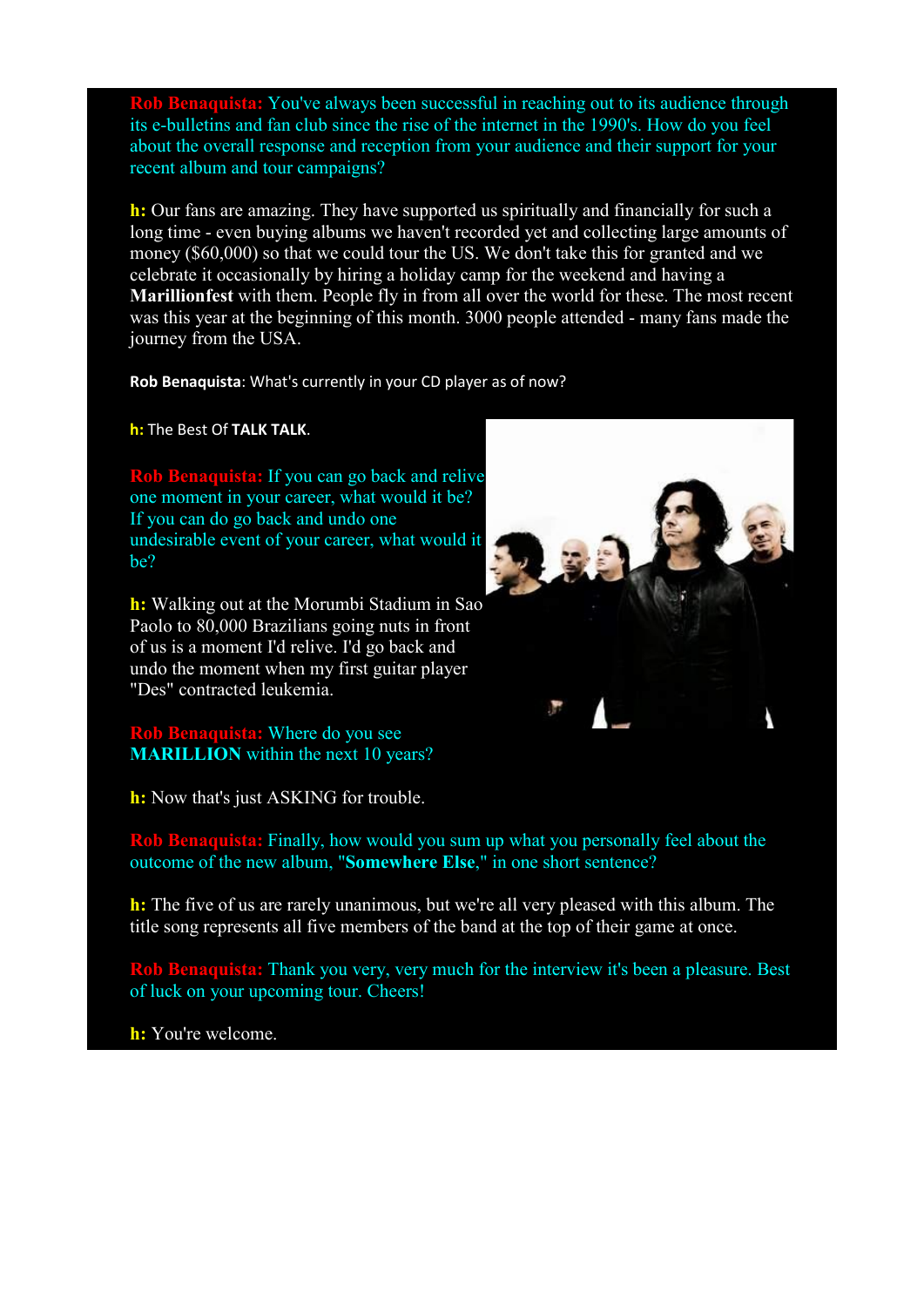**Rob Benaquista:** You've always been successful in reaching out to its audience through its e-bulletins and fan club since the rise of the internet in the 1990's. How do you feel about the overall response and reception from your audience and their support for your recent album and tour campaigns?

**h:** Our fans are amazing. They have supported us spiritually and financially for such a long time - even buying albums we haven't recorded yet and collecting large amounts of money ($60,000) so that we could tour the US. We don't take this for granted and we celebrate it occasionally by hiring a holiday camp for the weekend and having a **Marillionfest** with them. People fly in from all over the world for these. The most recent was this year at the beginning of this month. 3000 people attended - many fans made the journey from the USA.

**Rob Benaquista**: What's currently in your CD player as of now?

**h:** The Best Of **TALK TALK**.

**Rob Benaquista:** If you can go back and relive one moment in your career, what would it be? If you can do go back and undo one undesirable event of your career, what would it be?

**h:** Walking out at the Morumbi Stadium in Sao Paolo to 80,000 Brazilians going nuts in front of us is a moment I'd relive. I'd go back and undo the moment when my first guitar player "Des" contracted leukemia.

**Rob Benaquista:** Where do you see **MARILLION** within the next 10 years?

**h:** Now that's just ASKING for trouble.

**Rob Benaquista:** Finally, how would you sum up what you personally feel about the outcome of the new album, **"Somewhere Else**," in one short sentence?

**h:** The five of us are rarely unanimous, but we're all very pleased with this album. The title song represents all five members of the band at the top of their game at once.

**Rob Benaquista:** Thank you very, very much for the interview it's been a pleasure. Best of luck on your upcoming tour. Cheers!

**h:** You're welcome.